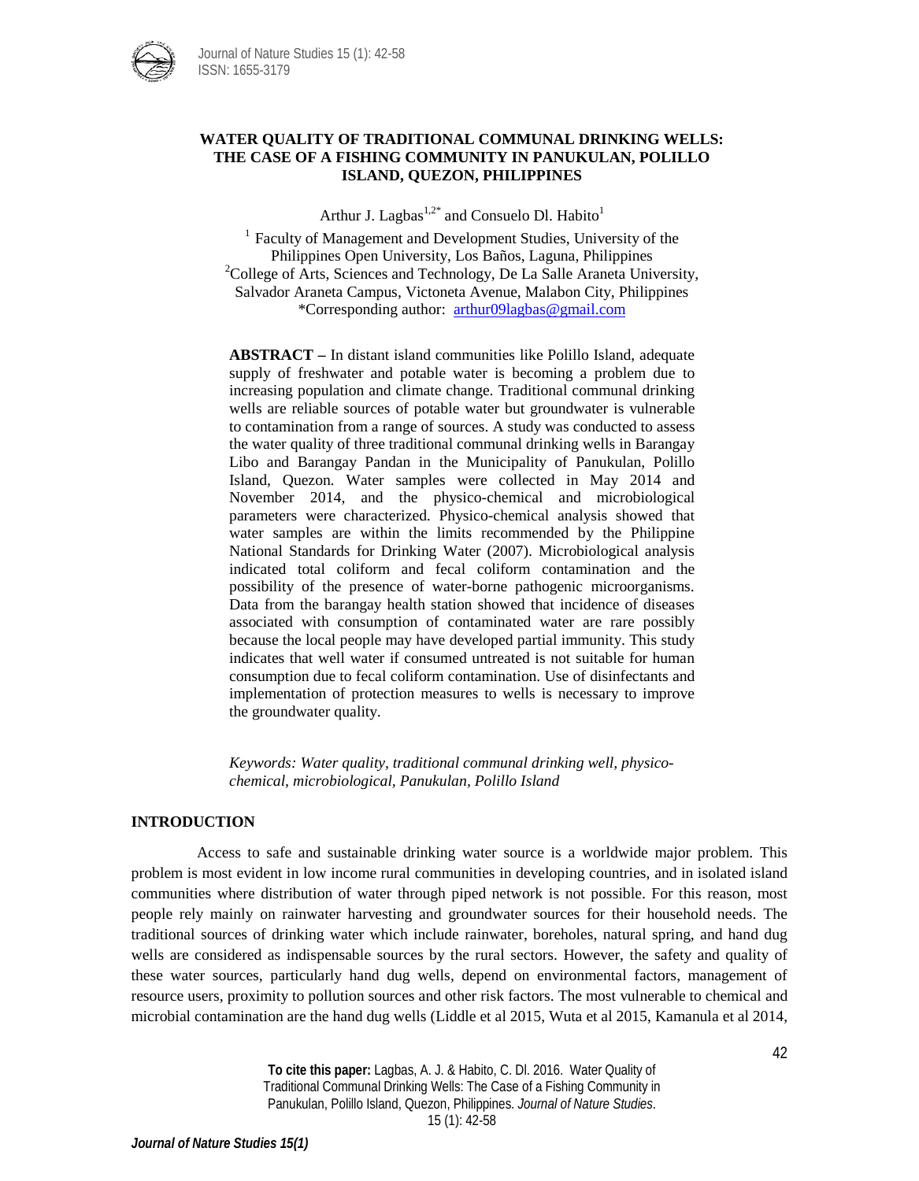# WATER QUALITY OF TRADITIONAL COMMUNAL DRINKING WELLS: THE CASE OF A FISHING COMMUNITY IN PANUKULAN, POLILLO ISLAND, QUEZON, PHILIPPINES

Arthur J. Lagbas[1,2*] and Consuelo Dl. Habito[1]

[1] Faculty of Management and Development Studies, University of the Philippines Open University, Los Baños, Laguna, Philippines
[2]College of Arts, Sciences and Technology, De La Salle Araneta University, Salvador Araneta Campus, Victoneta Avenue, Malabon City, Philippines
*Corresponding author: arthur09lagbas@gmail.com

**ABSTRACT –** In distant island communities like Polillo Island, adequate supply of freshwater and potable water is becoming a problem due to increasing population and climate change. Traditional communal drinking wells are reliable sources of potable water but groundwater is vulnerable to contamination from a range of sources. A study was conducted to assess the water quality of three traditional communal drinking wells in Barangay Libo and Barangay Pandan in the Municipality of Panukulan, Polillo Island, Quezon. Water samples were collected in May 2014 and November 2014, and the physico-chemical and microbiological parameters were characterized. Physico-chemical analysis showed that water samples are within the limits recommended by the Philippine National Standards for Drinking Water (2007). Microbiological analysis indicated total coliform and fecal coliform contamination and the possibility of the presence of water-borne pathogenic microorganisms. Data from the barangay health station showed that incidence of diseases associated with consumption of contaminated water are rare possibly because the local people may have developed partial immunity. This study indicates that well water if consumed untreated is not suitable for human consumption due to fecal coliform contamination. Use of disinfectants and implementation of protection measures to wells is necessary to improve the groundwater quality.

*Keywords: Water quality, traditional communal drinking well, physico-chemical, microbiological, Panukulan, Polillo Island*

## INTRODUCTION

Access to safe and sustainable drinking water source is a worldwide major problem. This problem is most evident in low income rural communities in developing countries, and in isolated island communities where distribution of water through piped network is not possible. For this reason, most people rely mainly on rainwater harvesting and groundwater sources for their household needs. The traditional sources of drinking water which include rainwater, boreholes, natural spring, and hand dug wells are considered as indispensable sources by the rural sectors. However, the safety and quality of these water sources, particularly hand dug wells, depend on environmental factors, management of resource users, proximity to pollution sources and other risk factors. The most vulnerable to chemical and microbial contamination are the hand dug wells (Liddle et al 2015, Wuta et al 2015, Kamanula et al 2014,

**To cite this paper:** Lagbas, A. J. & Habito, C. Dl. 2016. Water Quality of Traditional Communal Drinking Wells: The Case of a Fishing Community in Panukulan, Polillo Island, Quezon, Philippines. *Journal of Nature Studies*. 15 (1): 42-58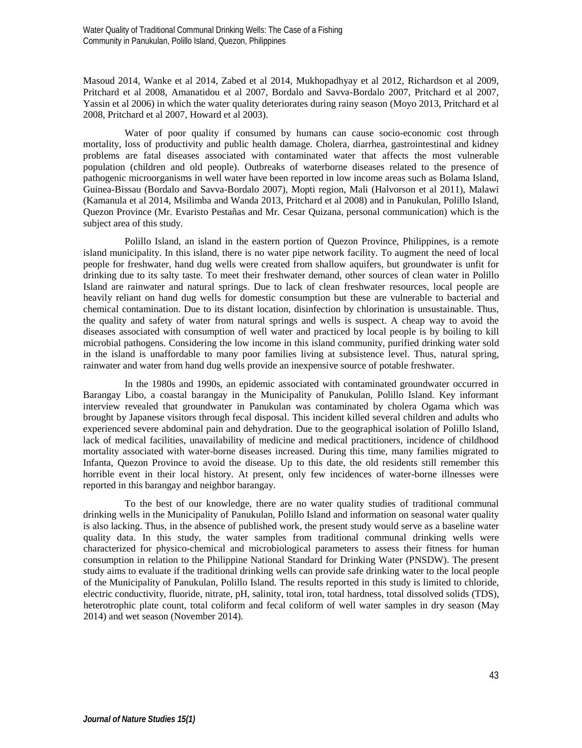Masoud 2014, Wanke et al 2014, Zabed et al 2014, Mukhopadhyay et al 2012, Richardson et al 2009, Pritchard et al 2008, Amanatidou et al 2007, Bordalo and Savva-Bordalo 2007, Pritchard et al 2007, Yassin et al 2006) in which the water quality deteriorates during rainy season (Moyo 2013, Pritchard et al 2008, Pritchard et al 2007, Howard et al 2003).

Water of poor quality if consumed by humans can cause socio-economic cost through mortality, loss of productivity and public health damage. Cholera, diarrhea, gastrointestinal and kidney problems are fatal diseases associated with contaminated water that affects the most vulnerable population (children and old people). Outbreaks of waterborne diseases related to the presence of pathogenic microorganisms in well water have been reported in low income areas such as Bolama Island, Guinea-Bissau (Bordalo and Savva-Bordalo 2007), Mopti region, Mali (Halvorson et al 2011), Malawi (Kamanula et al 2014, Msilimba and Wanda 2013, Pritchard et al 2008) and in Panukulan, Polillo Island, Quezon Province (Mr. Evaristo Pestañas and Mr. Cesar Quizana, personal communication) which is the subject area of this study.

Polillo Island, an island in the eastern portion of Quezon Province, Philippines, is a remote island municipality. In this island, there is no water pipe network facility. To augment the need of local people for freshwater, hand dug wells were created from shallow aquifers, but groundwater is unfit for drinking due to its salty taste. To meet their freshwater demand, other sources of clean water in Polillo Island are rainwater and natural springs. Due to lack of clean freshwater resources, local people are heavily reliant on hand dug wells for domestic consumption but these are vulnerable to bacterial and chemical contamination. Due to its distant location, disinfection by chlorination is unsustainable. Thus, the quality and safety of water from natural springs and wells is suspect. A cheap way to avoid the diseases associated with consumption of well water and practiced by local people is by boiling to kill microbial pathogens. Considering the low income in this island community, purified drinking water sold in the island is unaffordable to many poor families living at subsistence level. Thus, natural spring, rainwater and water from hand dug wells provide an inexpensive source of potable freshwater.

In the 1980s and 1990s, an epidemic associated with contaminated groundwater occurred in Barangay Libo, a coastal barangay in the Municipality of Panukulan, Polillo Island. Key informant interview revealed that groundwater in Panukulan was contaminated by cholera Ogama which was brought by Japanese visitors through fecal disposal. This incident killed several children and adults who experienced severe abdominal pain and dehydration. Due to the geographical isolation of Polillo Island, lack of medical facilities, unavailability of medicine and medical practitioners, incidence of childhood mortality associated with water-borne diseases increased. During this time, many families migrated to Infanta, Quezon Province to avoid the disease. Up to this date, the old residents still remember this horrible event in their local history. At present, only few incidences of water-borne illnesses were reported in this barangay and neighbor barangay.

To the best of our knowledge, there are no water quality studies of traditional communal drinking wells in the Municipality of Panukulan, Polillo Island and information on seasonal water quality is also lacking. Thus, in the absence of published work, the present study would serve as a baseline water quality data. In this study, the water samples from traditional communal drinking wells were characterized for physico-chemical and microbiological parameters to assess their fitness for human consumption in relation to the Philippine National Standard for Drinking Water (PNSDW). The present study aims to evaluate if the traditional drinking wells can provide safe drinking water to the local people of the Municipality of Panukulan, Polillo Island. The results reported in this study is limited to chloride, electric conductivity, fluoride, nitrate, pH, salinity, total iron, total hardness, total dissolved solids (TDS), heterotrophic plate count, total coliform and fecal coliform of well water samples in dry season (May 2014) and wet season (November 2014).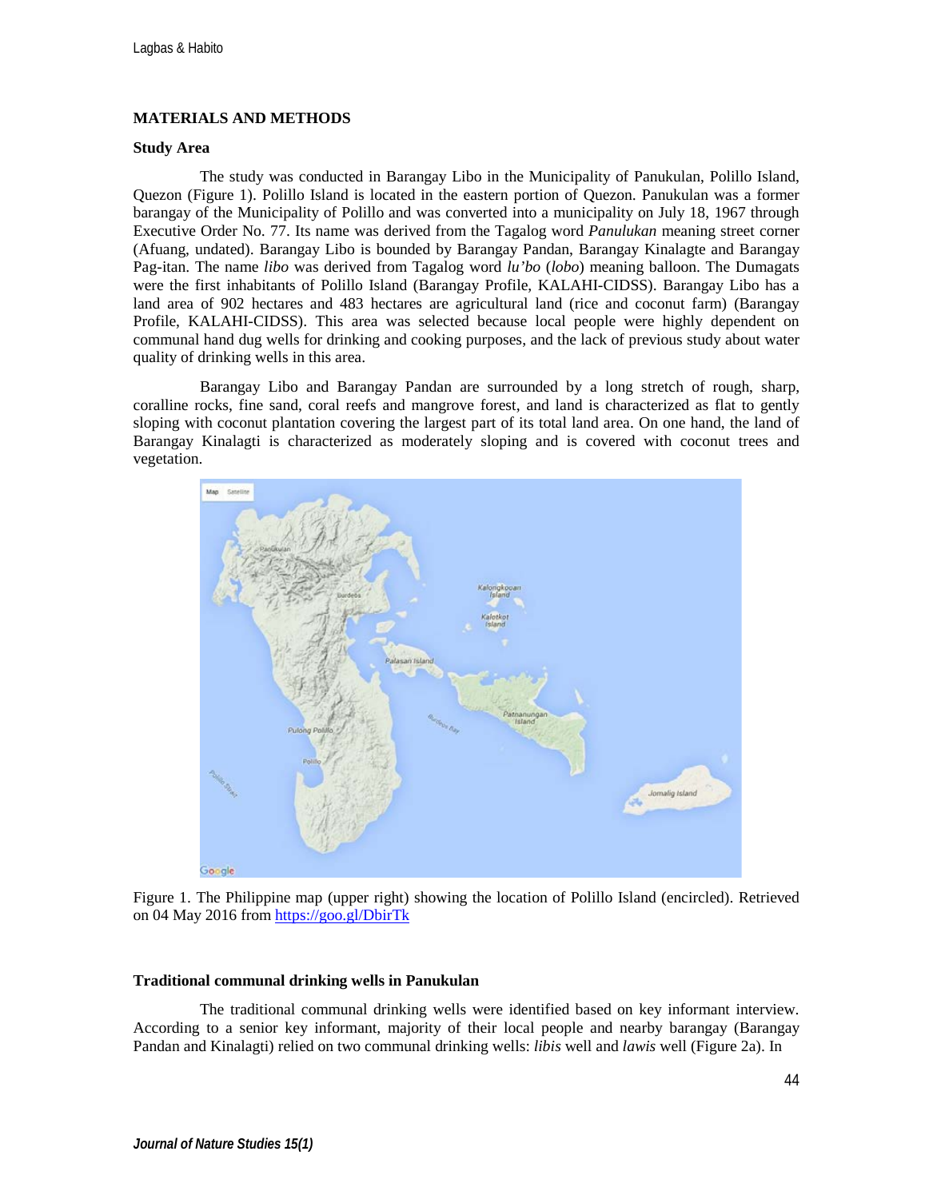## MATERIALS AND METHODS

### Study Area

The study was conducted in Barangay Libo in the Municipality of Panukulan, Polillo Island, Quezon (Figure 1). Polillo Island is located in the eastern portion of Quezon. Panukulan was a former barangay of the Municipality of Polillo and was converted into a municipality on July 18, 1967 through Executive Order No. 77. Its name was derived from the Tagalog word *Panulukan* meaning street corner (Afuang, undated). Barangay Libo is bounded by Barangay Pandan, Barangay Kinalagte and Barangay Pag-itan. The name *libo* was derived from Tagalog word *lu'bo* (*lobo*) meaning balloon. The Dumagats were the first inhabitants of Polillo Island (Barangay Profile, KALAHI-CIDSS). Barangay Libo has a land area of 902 hectares and 483 hectares are agricultural land (rice and coconut farm) (Barangay Profile, KALAHI-CIDSS). This area was selected because local people were highly dependent on communal hand dug wells for drinking and cooking purposes, and the lack of previous study about water quality of drinking wells in this area.

Barangay Libo and Barangay Pandan are surrounded by a long stretch of rough, sharp, coralline rocks, fine sand, coral reefs and mangrove forest, and land is characterized as flat to gently sloping with coconut plantation covering the largest part of its total land area. On one hand, the land of Barangay Kinalagti is characterized as moderately sloping and is covered with coconut trees and vegetation.

Map
Satellite
Panukulan
Burdeos
Kalongkooan Island
Kalotkot Island
Palasan Island
Patnanungan Island
Burdeos Bay
Pulong Polillo
Polillo
Polillo Strait
Jomalig Island
Google

Figure 1. The Philippine map (upper right) showing the location of Polillo Island (encircled). Retrieved on 04 May 2016 from https://goo.gl/DbirTk

### Traditional communal drinking wells in Panukulan

The traditional communal drinking wells were identified based on key informant interview. According to a senior key informant, majority of their local people and nearby barangay (Barangay Pandan and Kinalagti) relied on two communal drinking wells: *libis* well and *lawis* well (Figure 2a). In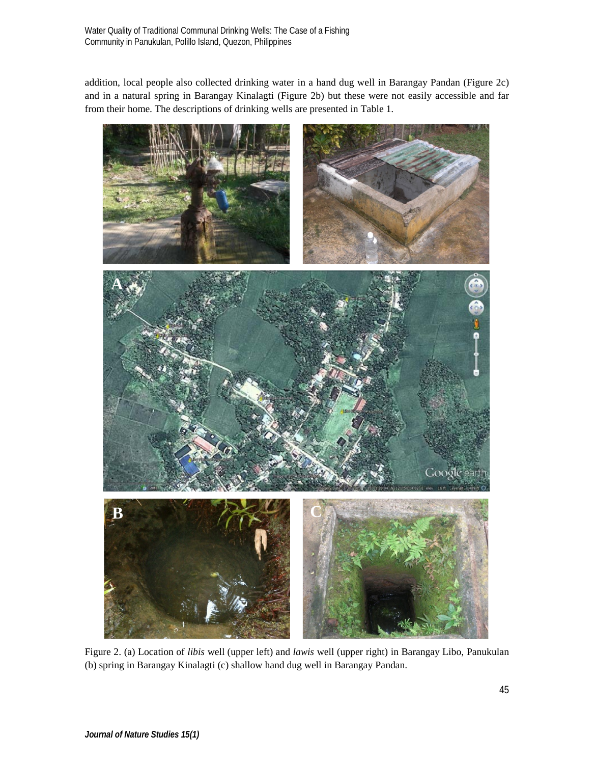addition, local people also collected drinking water in a hand dug well in Barangay Pandan (Figure 2c) and in a natural spring in Barangay Kinalagti (Figure 2b) but these were not easily accessible and far from their home. The descriptions of drinking wells are presented in Table 1.

Figure 2. (a) Location of *libis* well (upper left) and *lawis* well (upper right) in Barangay Libo, Panukulan (b) spring in Barangay Kinalagti (c) shallow hand dug well in Barangay Pandan.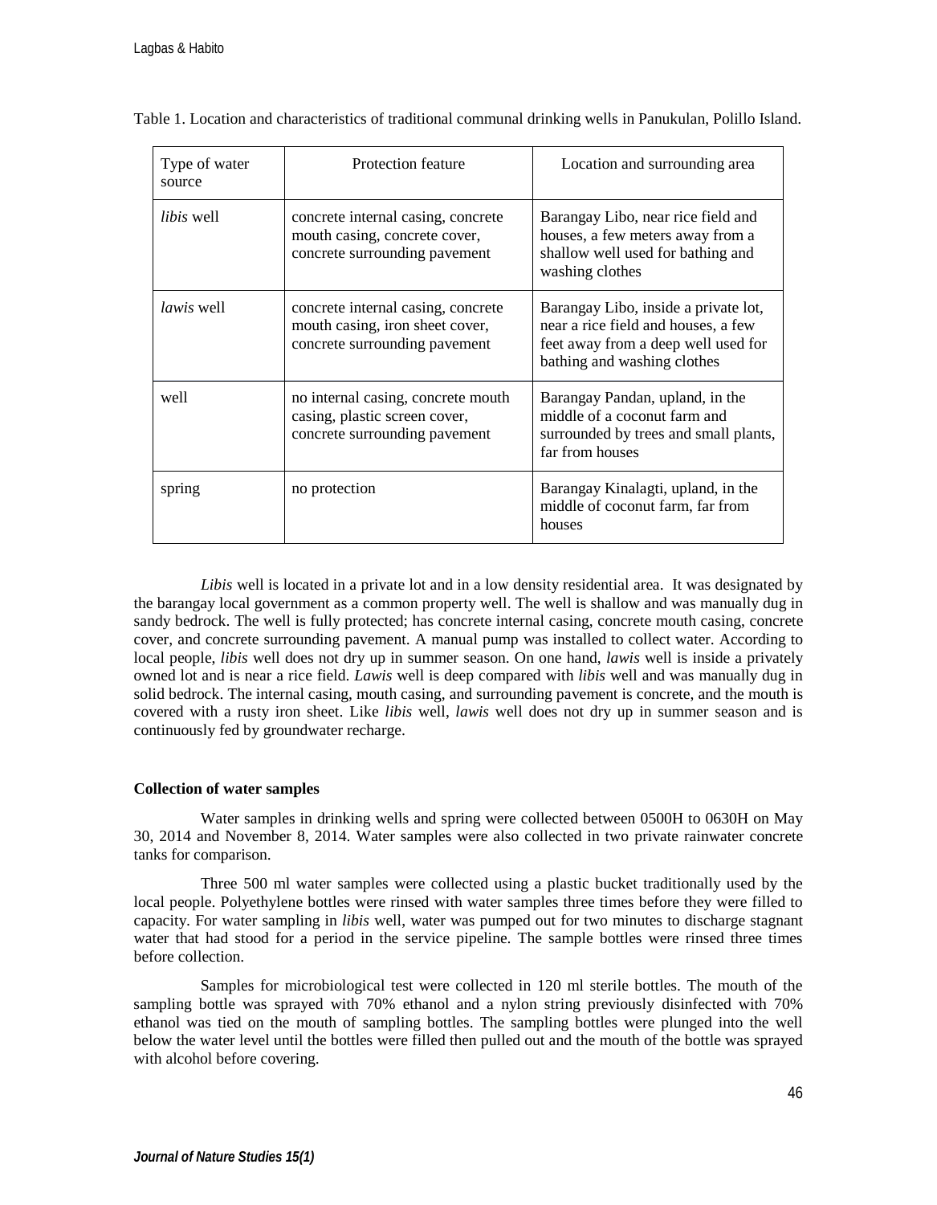Table 1. Location and characteristics of traditional communal drinking wells in Panukulan, Polillo Island.

| Type of water source | Protection feature | Location and surrounding area |
|---|---|---|
| *libis* well | concrete internal casing, concrete mouth casing, concrete cover, concrete surrounding pavement | Barangay Libo, near rice field and houses, a few meters away from a shallow well used for bathing and washing clothes |
| *lawis* well | concrete internal casing, concrete mouth casing, iron sheet cover, concrete surrounding pavement | Barangay Libo, inside a private lot, near a rice field and houses, a few feet away from a deep well used for bathing and washing clothes |
| well | no internal casing, concrete mouth casing, plastic screen cover, concrete surrounding pavement | Barangay Pandan, upland, in the middle of a coconut farm and surrounded by trees and small plants, far from houses |
| spring | no protection | Barangay Kinalagti, upland, in the middle of coconut farm, far from houses |

*Libis* well is located in a private lot and in a low density residential area. It was designated by the barangay local government as a common property well. The well is shallow and was manually dug in sandy bedrock. The well is fully protected; has concrete internal casing, concrete mouth casing, concrete cover, and concrete surrounding pavement. A manual pump was installed to collect water. According to local people, *libis* well does not dry up in summer season. On one hand, *lawis* well is inside a privately owned lot and is near a rice field. *Lawis* well is deep compared with *libis* well and was manually dug in solid bedrock. The internal casing, mouth casing, and surrounding pavement is concrete, and the mouth is covered with a rusty iron sheet. Like *libis* well, *lawis* well does not dry up in summer season and is continuously fed by groundwater recharge.

**Collection of water samples**

Water samples in drinking wells and spring were collected between 0500H to 0630H on May 30, 2014 and November 8, 2014. Water samples were also collected in two private rainwater concrete tanks for comparison.

Three 500 ml water samples were collected using a plastic bucket traditionally used by the local people. Polyethylene bottles were rinsed with water samples three times before they were filled to capacity. For water sampling in *libis* well, water was pumped out for two minutes to discharge stagnant water that had stood for a period in the service pipeline. The sample bottles were rinsed three times before collection.

Samples for microbiological test were collected in 120 ml sterile bottles. The mouth of the sampling bottle was sprayed with 70% ethanol and a nylon string previously disinfected with 70% ethanol was tied on the mouth of sampling bottles. The sampling bottles were plunged into the well below the water level until the bottles were filled then pulled out and the mouth of the bottle was sprayed with alcohol before covering.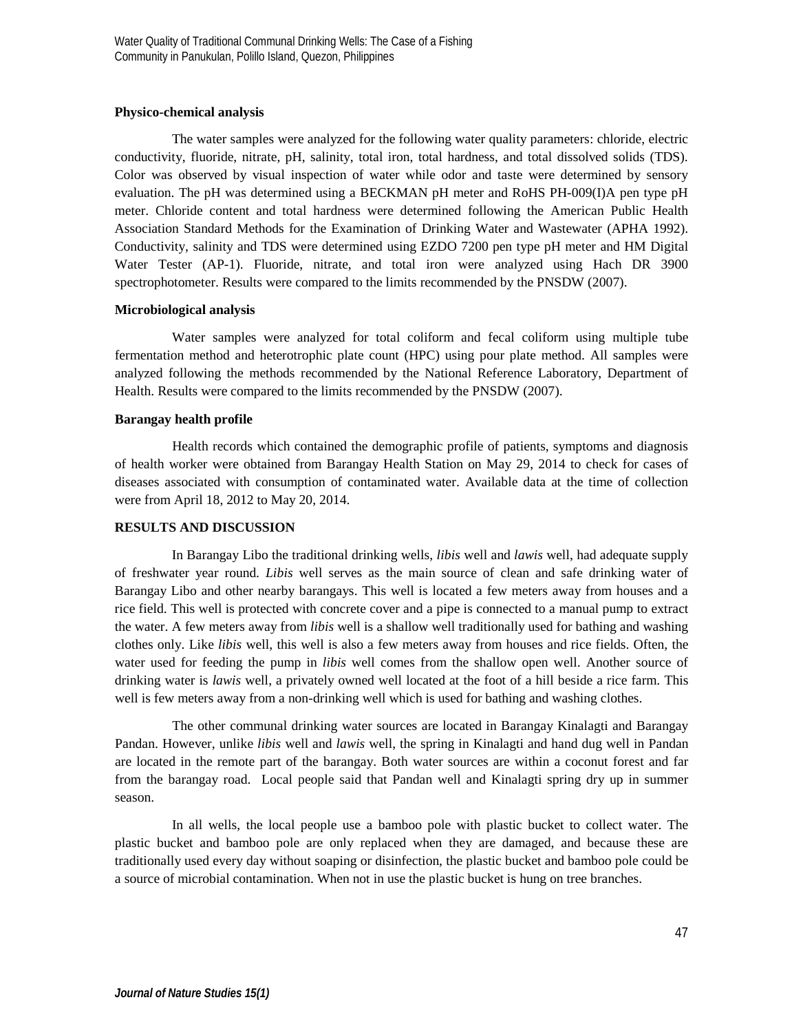**Physico-chemical analysis**

The water samples were analyzed for the following water quality parameters: chloride, electric conductivity, fluoride, nitrate, pH, salinity, total iron, total hardness, and total dissolved solids (TDS). Color was observed by visual inspection of water while odor and taste were determined by sensory evaluation. The pH was determined using a BECKMAN pH meter and RoHS PH-009(I)A pen type pH meter. Chloride content and total hardness were determined following the American Public Health Association Standard Methods for the Examination of Drinking Water and Wastewater (APHA 1992). Conductivity, salinity and TDS were determined using EZDO 7200 pen type pH meter and HM Digital Water Tester (AP-1). Fluoride, nitrate, and total iron were analyzed using Hach DR 3900 spectrophotometer. Results were compared to the limits recommended by the PNSDW (2007).

**Microbiological analysis**

Water samples were analyzed for total coliform and fecal coliform using multiple tube fermentation method and heterotrophic plate count (HPC) using pour plate method. All samples were analyzed following the methods recommended by the National Reference Laboratory, Department of Health. Results were compared to the limits recommended by the PNSDW (2007).

**Barangay health profile**

Health records which contained the demographic profile of patients, symptoms and diagnosis of health worker were obtained from Barangay Health Station on May 29, 2014 to check for cases of diseases associated with consumption of contaminated water. Available data at the time of collection were from April 18, 2012 to May 20, 2014.

**RESULTS AND DISCUSSION**

In Barangay Libo the traditional drinking wells, *libis* well and *lawis* well, had adequate supply of freshwater year round. *Libis* well serves as the main source of clean and safe drinking water of Barangay Libo and other nearby barangays. This well is located a few meters away from houses and a rice field. This well is protected with concrete cover and a pipe is connected to a manual pump to extract the water. A few meters away from *libis* well is a shallow well traditionally used for bathing and washing clothes only. Like *libis* well, this well is also a few meters away from houses and rice fields. Often, the water used for feeding the pump in *libis* well comes from the shallow open well. Another source of drinking water is *lawis* well, a privately owned well located at the foot of a hill beside a rice farm. This well is few meters away from a non-drinking well which is used for bathing and washing clothes.

The other communal drinking water sources are located in Barangay Kinalagti and Barangay Pandan. However, unlike *libis* well and *lawis* well, the spring in Kinalagti and hand dug well in Pandan are located in the remote part of the barangay. Both water sources are within a coconut forest and far from the barangay road. Local people said that Pandan well and Kinalagti spring dry up in summer season.

In all wells, the local people use a bamboo pole with plastic bucket to collect water. The plastic bucket and bamboo pole are only replaced when they are damaged, and because these are traditionally used every day without soaping or disinfection, the plastic bucket and bamboo pole could be a source of microbial contamination. When not in use the plastic bucket is hung on tree branches.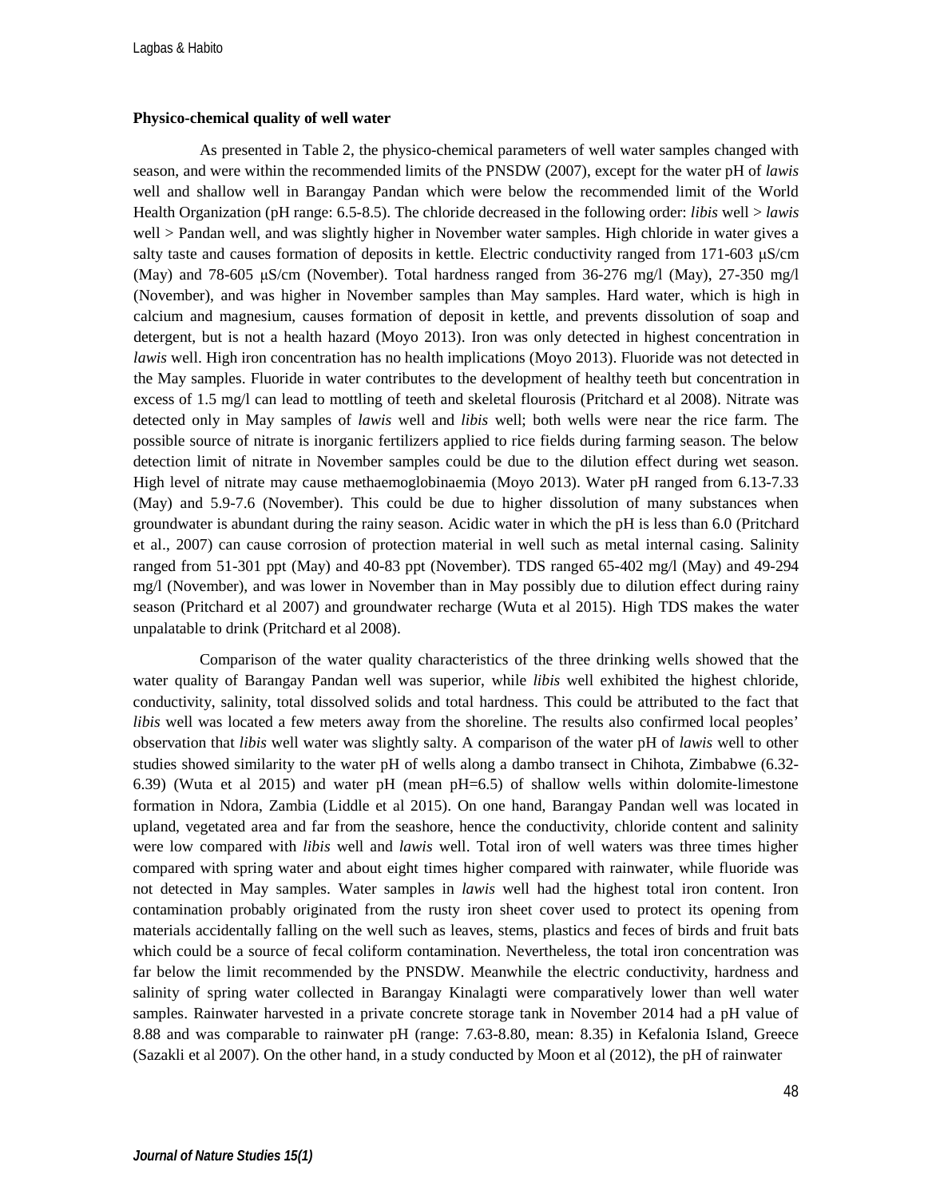**Physico-chemical quality of well water**

As presented in Table 2, the physico-chemical parameters of well water samples changed with season, and were within the recommended limits of the PNSDW (2007), except for the water pH of *lawis* well and shallow well in Barangay Pandan which were below the recommended limit of the World Health Organization (pH range: 6.5-8.5). The chloride decreased in the following order: *libis* well > *lawis* well > Pandan well, and was slightly higher in November water samples. High chloride in water gives a salty taste and causes formation of deposits in kettle. Electric conductivity ranged from 171-603 μS/cm (May) and 78-605 μS/cm (November). Total hardness ranged from 36-276 mg/l (May), 27-350 mg/l (November), and was higher in November samples than May samples. Hard water, which is high in calcium and magnesium, causes formation of deposit in kettle, and prevents dissolution of soap and detergent, but is not a health hazard (Moyo 2013). Iron was only detected in highest concentration in *lawis* well. High iron concentration has no health implications (Moyo 2013). Fluoride was not detected in the May samples. Fluoride in water contributes to the development of healthy teeth but concentration in excess of 1.5 mg/l can lead to mottling of teeth and skeletal flourosis (Pritchard et al 2008). Nitrate was detected only in May samples of *lawis* well and *libis* well; both wells were near the rice farm. The possible source of nitrate is inorganic fertilizers applied to rice fields during farming season. The below detection limit of nitrate in November samples could be due to the dilution effect during wet season. High level of nitrate may cause methaemoglobinaemia (Moyo 2013). Water pH ranged from 6.13-7.33 (May) and 5.9-7.6 (November). This could be due to higher dissolution of many substances when groundwater is abundant during the rainy season. Acidic water in which the pH is less than 6.0 (Pritchard et al., 2007) can cause corrosion of protection material in well such as metal internal casing. Salinity ranged from 51-301 ppt (May) and 40-83 ppt (November). TDS ranged 65-402 mg/l (May) and 49-294 mg/l (November), and was lower in November than in May possibly due to dilution effect during rainy season (Pritchard et al 2007) and groundwater recharge (Wuta et al 2015). High TDS makes the water unpalatable to drink (Pritchard et al 2008).

Comparison of the water quality characteristics of the three drinking wells showed that the water quality of Barangay Pandan well was superior, while *libis* well exhibited the highest chloride, conductivity, salinity, total dissolved solids and total hardness. This could be attributed to the fact that *libis* well was located a few meters away from the shoreline. The results also confirmed local peoples' observation that *libis* well water was slightly salty. A comparison of the water pH of *lawis* well to other studies showed similarity to the water pH of wells along a dambo transect in Chihota, Zimbabwe (6.32-6.39) (Wuta et al 2015) and water pH (mean pH=6.5) of shallow wells within dolomite-limestone formation in Ndora, Zambia (Liddle et al 2015). On one hand, Barangay Pandan well was located in upland, vegetated area and far from the seashore, hence the conductivity, chloride content and salinity were low compared with *libis* well and *lawis* well. Total iron of well waters was three times higher compared with spring water and about eight times higher compared with rainwater, while fluoride was not detected in May samples. Water samples in *lawis* well had the highest total iron content. Iron contamination probably originated from the rusty iron sheet cover used to protect its opening from materials accidentally falling on the well such as leaves, stems, plastics and feces of birds and fruit bats which could be a source of fecal coliform contamination. Nevertheless, the total iron concentration was far below the limit recommended by the PNSDW. Meanwhile the electric conductivity, hardness and salinity of spring water collected in Barangay Kinalagti were comparatively lower than well water samples. Rainwater harvested in a private concrete storage tank in November 2014 had a pH value of 8.88 and was comparable to rainwater pH (range: 7.63-8.80, mean: 8.35) in Kefalonia Island, Greece (Sazakli et al 2007). On the other hand, in a study conducted by Moon et al (2012), the pH of rainwater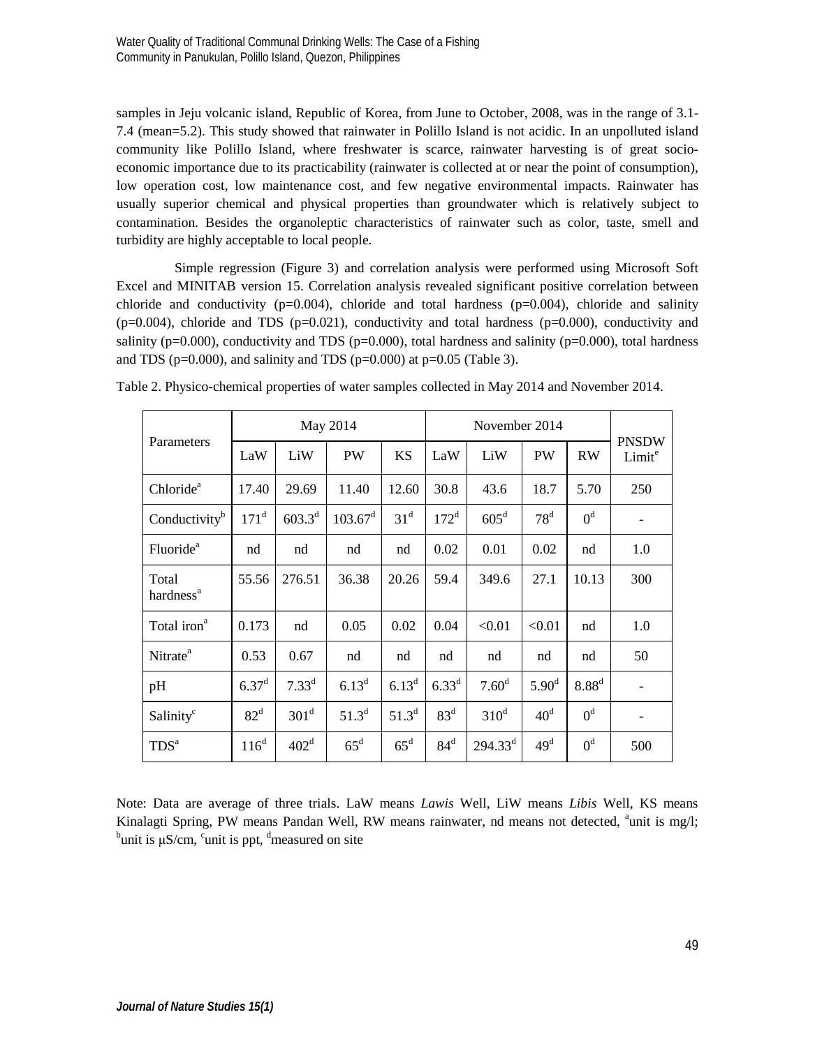samples in Jeju volcanic island, Republic of Korea, from June to October, 2008, was in the range of 3.1-7.4 (mean=5.2). This study showed that rainwater in Polillo Island is not acidic. In an unpolluted island community like Polillo Island, where freshwater is scarce, rainwater harvesting is of great socio-economic importance due to its practicability (rainwater is collected at or near the point of consumption), low operation cost, low maintenance cost, and few negative environmental impacts. Rainwater has usually superior chemical and physical properties than groundwater which is relatively subject to contamination. Besides the organoleptic characteristics of rainwater such as color, taste, smell and turbidity are highly acceptable to local people.

Simple regression (Figure 3) and correlation analysis were performed using Microsoft Soft Excel and MINITAB version 15. Correlation analysis revealed significant positive correlation between chloride and conductivity ($p=0.004$), chloride and total hardness ($p=0.004$), chloride and salinity ($p=0.004$), chloride and TDS ($p=0.021$), conductivity and total hardness ($p=0.000$), conductivity and salinity ($p=0.000$), conductivity and TDS ($p=0.000$), total hardness and salinity ($p=0.000$), total hardness and TDS ($p=0.000$), and salinity and TDS ($p=0.000$) at $p=0.05$ (Table 3).

Table 2. Physico-chemical properties of water samples collected in May 2014 and November 2014.

| Parameters | May 2014 | | | | November 2014 | | | | PNSDW Limit[e] |
|---|---|---|---|---|---|---|---|---|---|
| | LaW | LiW | PW | KS | LaW | LiW | PW | RW | |
| Chloride[a] | 17.40 | 29.69 | 11.40 | 12.60 | 30.8 | 43.6 | 18.7 | 5.70 | 250 |
| Conductivity[b] | 171[d] | 603.3[d] | 103.67[d] | 31[d] | 172[d] | 605[d] | 78[d] | 0[d] | - |
| Fluoride[a] | nd | nd | nd | nd | 0.02 | 0.01 | 0.02 | nd | 1.0 |
| Total hardness[a] | 55.56 | 276.51 | 36.38 | 20.26 | 59.4 | 349.6 | 27.1 | 10.13 | 300 |
| Total iron[a] | 0.173 | nd | 0.05 | 0.02 | 0.04 | <0.01 | <0.01 | nd | 1.0 |
| Nitrate[a] | 0.53 | 0.67 | nd | nd | nd | nd | nd | nd | 50 |
| pH | 6.37[d] | 7.33[d] | 6.13[d] | 6.13[d] | 6.33[d] | 7.60[d] | 5.90[d] | 8.88[d] | - |
| Salinity[c] | 82[d] | 301[d] | 51.3[d] | 51.3[d] | 83[d] | 310[d] | 40[d] | 0[d] | - |
| TDS[a] | 116[d] | 402[d] | 65[d] | 65[d] | 84[d] | 294.33[d] | 49[d] | 0[d] | 500 |

Note: Data are average of three trials. LaW means *Lawis* Well, LiW means *Libis* Well, KS means Kinalagti Spring, PW means Pandan Well, RW means rainwater, nd means not detected, [a]unit is mg/l; [b]unit is μS/cm, [c]unit is ppt, [d]measured on site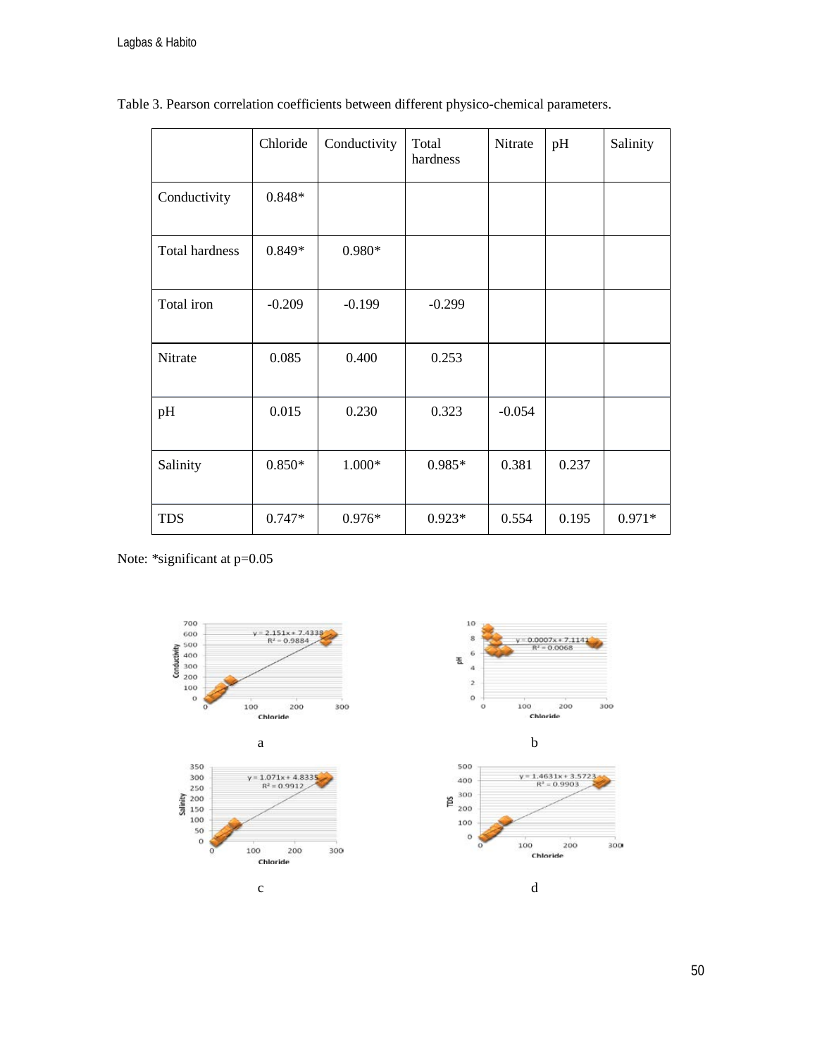Table 3. Pearson correlation coefficients between different physico-chemical parameters.

| | Chloride | Conductivity | Total hardness | Nitrate | pH | Salinity |
|---|---|---|---|---|---|---|
| Conductivity | 0.848* | | | | | |
| Total hardness | 0.849* | 0.980* | | | | |
| Total iron | -0.209 | -0.199 | -0.299 | | | |
| Nitrate | 0.085 | 0.400 | 0.253 | | | |
| pH | 0.015 | 0.230 | 0.323 | -0.054 | | |
| Salinity | 0.850* | 1.000* | 0.985* | 0.381 | 0.237 | |
| TDS | 0.747* | 0.976* | 0.923* | 0.554 | 0.195 | 0.971* |

Note: *significant at p=0.05

a

b

c

d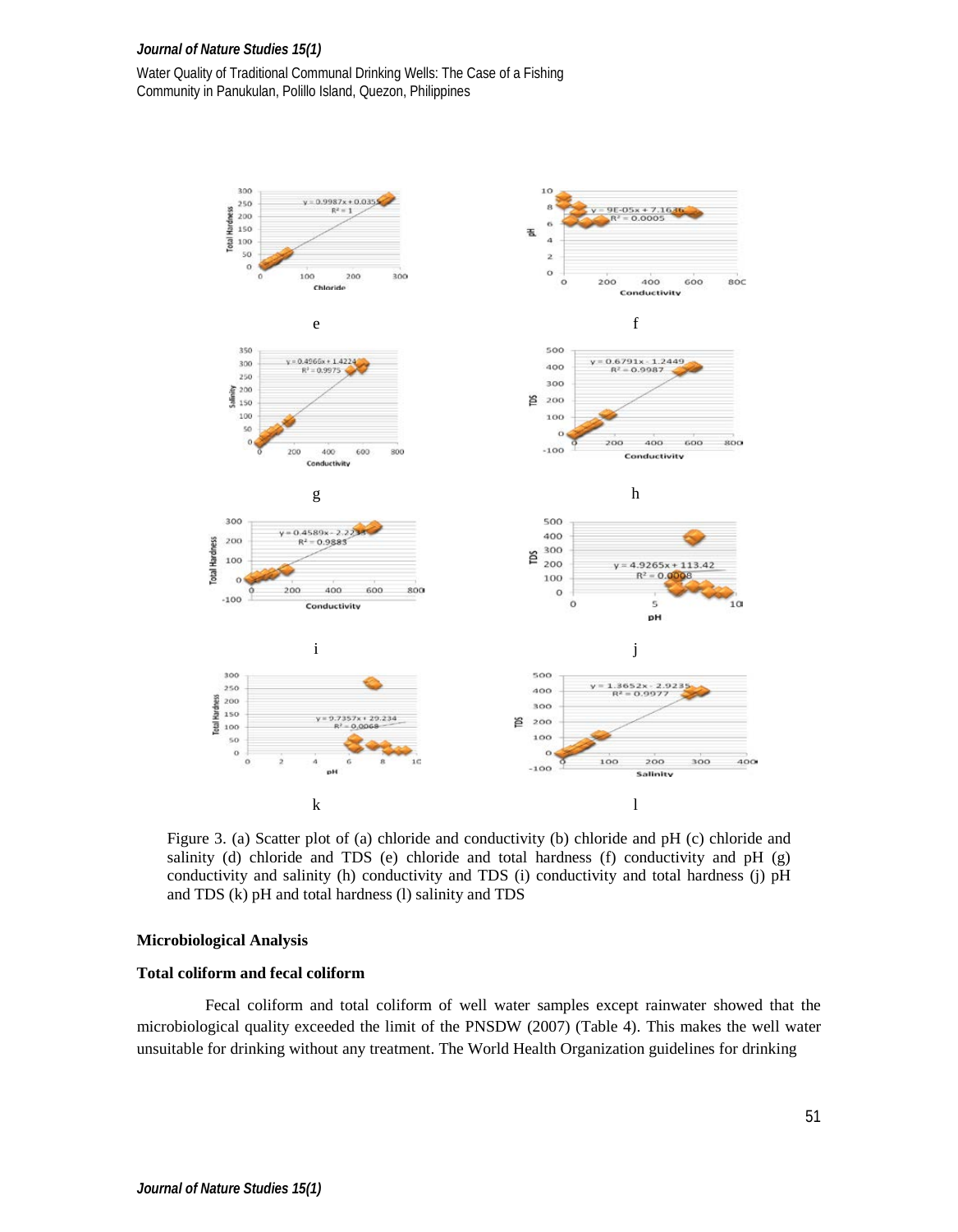Figure 3. (a) Scatter plot of (a) chloride and conductivity (b) chloride and pH (c) chloride and salinity (d) chloride and TDS (e) chloride and total hardness (f) conductivity and pH (g) conductivity and salinity (h) conductivity and TDS (i) conductivity and total hardness (j) pH and TDS (k) pH and total hardness (l) salinity and TDS

### Microbiological Analysis

#### Total coliform and fecal coliform

Fecal coliform and total coliform of well water samples except rainwater showed that the microbiological quality exceeded the limit of the PNSDW (2007) (Table 4). This makes the well water unsuitable for drinking without any treatment. The World Health Organization guidelines for drinking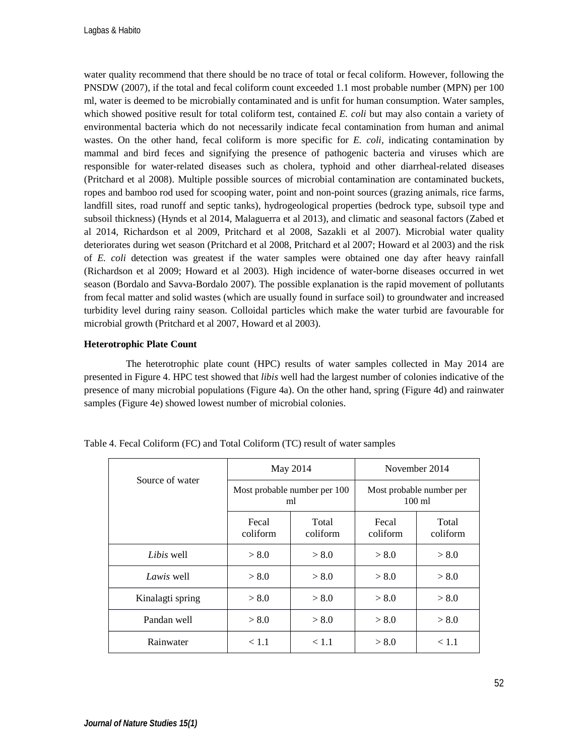water quality recommend that there should be no trace of total or fecal coliform. However, following the PNSDW (2007), if the total and fecal coliform count exceeded 1.1 most probable number (MPN) per 100 ml, water is deemed to be microbially contaminated and is unfit for human consumption. Water samples, which showed positive result for total coliform test, contained *E. coli* but may also contain a variety of environmental bacteria which do not necessarily indicate fecal contamination from human and animal wastes. On the other hand, fecal coliform is more specific for *E. coli,* indicating contamination by mammal and bird feces and signifying the presence of pathogenic bacteria and viruses which are responsible for water-related diseases such as cholera, typhoid and other diarrheal-related diseases (Pritchard et al 2008). Multiple possible sources of microbial contamination are contaminated buckets, ropes and bamboo rod used for scooping water, point and non-point sources (grazing animals, rice farms, landfill sites, road runoff and septic tanks), hydrogeological properties (bedrock type, subsoil type and subsoil thickness) (Hynds et al 2014, Malaguerra et al 2013), and climatic and seasonal factors (Zabed et al 2014, Richardson et al 2009, Pritchard et al 2008, Sazakli et al 2007). Microbial water quality deteriorates during wet season (Pritchard et al 2008, Pritchard et al 2007; Howard et al 2003) and the risk of *E. coli* detection was greatest if the water samples were obtained one day after heavy rainfall (Richardson et al 2009; Howard et al 2003). High incidence of water-borne diseases occurred in wet season (Bordalo and Savva-Bordalo 2007). The possible explanation is the rapid movement of pollutants from fecal matter and solid wastes (which are usually found in surface soil) to groundwater and increased turbidity level during rainy season. Colloidal particles which make the water turbid are favourable for microbial growth (Pritchard et al 2007, Howard et al 2003).

**Heterotrophic Plate Count**

The heterotrophic plate count (HPC) results of water samples collected in May 2014 are presented in Figure 4. HPC test showed that *libis* well had the largest number of colonies indicative of the presence of many microbial populations (Figure 4a). On the other hand, spring (Figure 4d) and rainwater samples (Figure 4e) showed lowest number of microbial colonies.

Table 4. Fecal Coliform (FC) and Total Coliform (TC) result of water samples

| Source of water | May 2014 | | November 2014 | |
|---|---|---|---|---|
| | Most probable number per 100 ml | | Most probable number per 100 ml | |
| | Fecal coliform | Total coliform | Fecal coliform | Total coliform |
| *Libis* well | > 8.0 | > 8.0 | > 8.0 | > 8.0 |
| *Lawis* well | > 8.0 | > 8.0 | > 8.0 | > 8.0 |
| Kinalagti spring | > 8.0 | > 8.0 | > 8.0 | > 8.0 |
| Pandan well | > 8.0 | > 8.0 | > 8.0 | > 8.0 |
| Rainwater | < 1.1 | < 1.1 | > 8.0 | < 1.1 |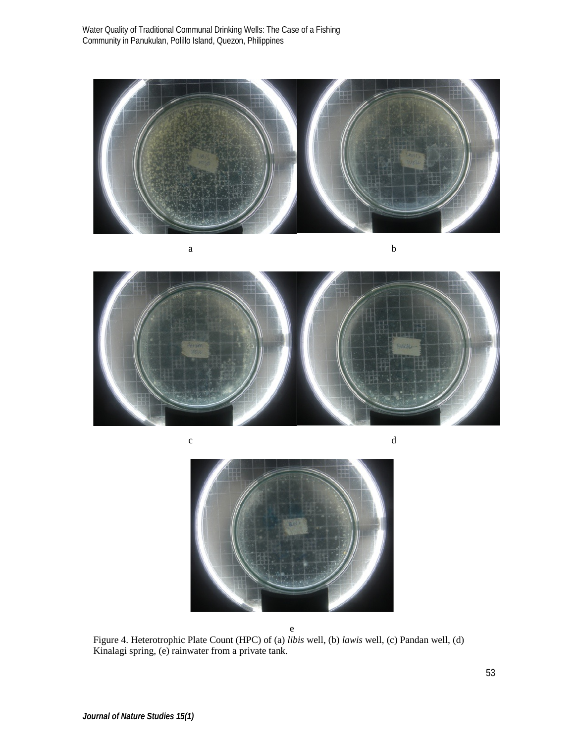a

b

c

d

e

Figure 4. Heterotrophic Plate Count (HPC) of (a) *libis* well, (b) *lawis* well, (c) Pandan well, (d) Kinalagi spring, (e) rainwater from a private tank.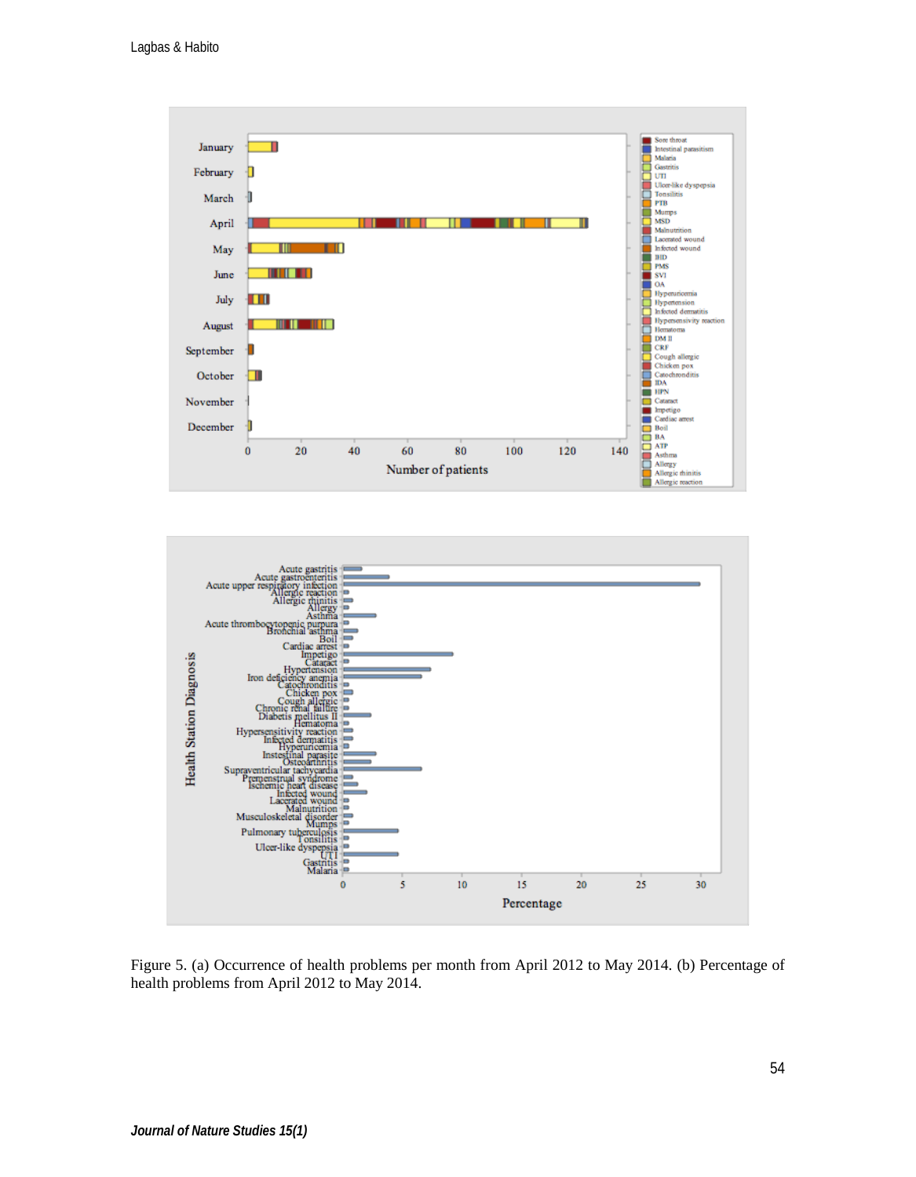Figure 5. (a) Occurrence of health problems per month from April 2012 to May 2014. (b) Percentage of health problems from April 2012 to May 2014.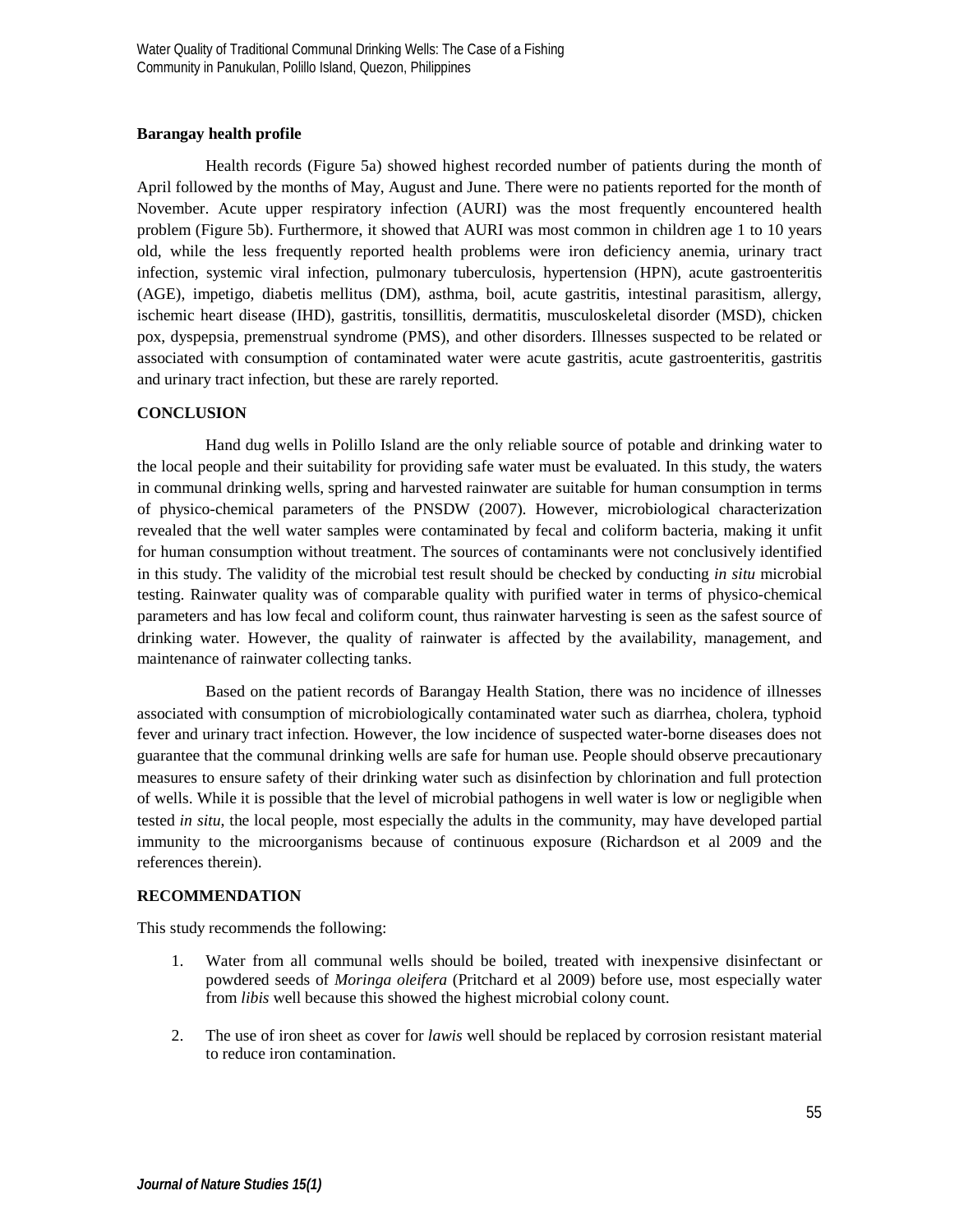**Barangay health profile**

Health records (Figure 5a) showed highest recorded number of patients during the month of April followed by the months of May, August and June. There were no patients reported for the month of November. Acute upper respiratory infection (AURI) was the most frequently encountered health problem (Figure 5b). Furthermore, it showed that AURI was most common in children age 1 to 10 years old, while the less frequently reported health problems were iron deficiency anemia, urinary tract infection, systemic viral infection, pulmonary tuberculosis, hypertension (HPN), acute gastroenteritis (AGE), impetigo, diabetis mellitus (DM), asthma, boil, acute gastritis, intestinal parasitism, allergy, ischemic heart disease (IHD), gastritis, tonsillitis, dermatitis, musculoskeletal disorder (MSD), chicken pox, dyspepsia, premenstrual syndrome (PMS), and other disorders. Illnesses suspected to be related or associated with consumption of contaminated water were acute gastritis, acute gastroenteritis, gastritis and urinary tract infection, but these are rarely reported.

## CONCLUSION

Hand dug wells in Polillo Island are the only reliable source of potable and drinking water to the local people and their suitability for providing safe water must be evaluated. In this study, the waters in communal drinking wells, spring and harvested rainwater are suitable for human consumption in terms of physico-chemical parameters of the PNSDW (2007). However, microbiological characterization revealed that the well water samples were contaminated by fecal and coliform bacteria, making it unfit for human consumption without treatment. The sources of contaminants were not conclusively identified in this study. The validity of the microbial test result should be checked by conducting *in situ* microbial testing. Rainwater quality was of comparable quality with purified water in terms of physico-chemical parameters and has low fecal and coliform count, thus rainwater harvesting is seen as the safest source of drinking water. However, the quality of rainwater is affected by the availability, management, and maintenance of rainwater collecting tanks.

Based on the patient records of Barangay Health Station, there was no incidence of illnesses associated with consumption of microbiologically contaminated water such as diarrhea, cholera, typhoid fever and urinary tract infection. However, the low incidence of suspected water-borne diseases does not guarantee that the communal drinking wells are safe for human use. People should observe precautionary measures to ensure safety of their drinking water such as disinfection by chlorination and full protection of wells. While it is possible that the level of microbial pathogens in well water is low or negligible when tested *in situ*, the local people, most especially the adults in the community, may have developed partial immunity to the microorganisms because of continuous exposure (Richardson et al 2009 and the references therein).

## RECOMMENDATION

This study recommends the following:

1. Water from all communal wells should be boiled, treated with inexpensive disinfectant or powdered seeds of *Moringa oleifera* (Pritchard et al 2009) before use, most especially water from *libis* well because this showed the highest microbial colony count.

2. The use of iron sheet as cover for *lawis* well should be replaced by corrosion resistant material to reduce iron contamination.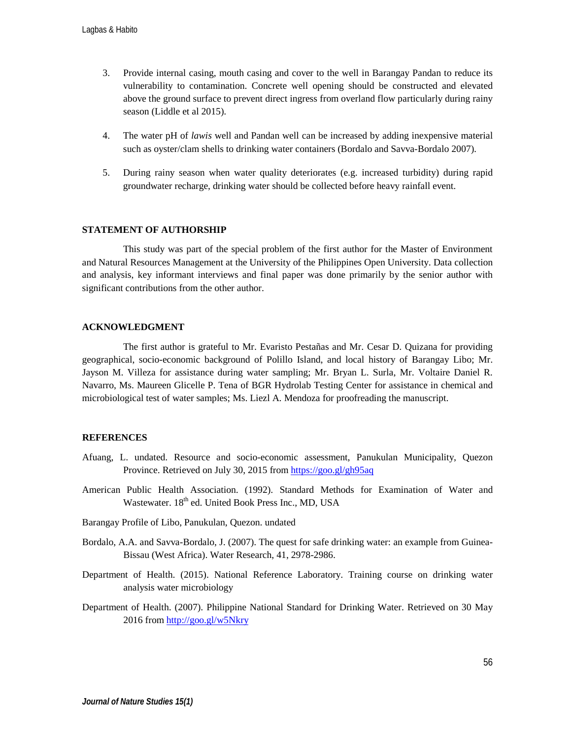3. Provide internal casing, mouth casing and cover to the well in Barangay Pandan to reduce its vulnerability to contamination. Concrete well opening should be constructed and elevated above the ground surface to prevent direct ingress from overland flow particularly during rainy season (Liddle et al 2015).

4. The water pH of *lawis* well and Pandan well can be increased by adding inexpensive material such as oyster/clam shells to drinking water containers (Bordalo and Savva-Bordalo 2007).

5. During rainy season when water quality deteriorates (e.g. increased turbidity) during rapid groundwater recharge, drinking water should be collected before heavy rainfall event.

## STATEMENT OF AUTHORSHIP

This study was part of the special problem of the first author for the Master of Environment and Natural Resources Management at the University of the Philippines Open University. Data collection and analysis, key informant interviews and final paper was done primarily by the senior author with significant contributions from the other author.

## ACKNOWLEDGMENT

The first author is grateful to Mr. Evaristo Pestañas and Mr. Cesar D. Quizana for providing geographical, socio-economic background of Polillo Island, and local history of Barangay Libo; Mr. Jayson M. Villeza for assistance during water sampling; Mr. Bryan L. Surla, Mr. Voltaire Daniel R. Navarro, Ms. Maureen Glicelle P. Tena of BGR Hydrolab Testing Center for assistance in chemical and microbiological test of water samples; Ms. Liezl A. Mendoza for proofreading the manuscript.

## REFERENCES

Afuang, L. undated. Resource and socio-economic assessment, Panukulan Municipality, Quezon Province. Retrieved on July 30, 2015 from https://goo.gl/gh95aq

American Public Health Association. (1992). Standard Methods for Examination of Water and Wastewater. 18th ed. United Book Press Inc., MD, USA

Barangay Profile of Libo, Panukulan, Quezon. undated

Bordalo, A.A. and Savva-Bordalo, J. (2007). The quest for safe drinking water: an example from Guinea-Bissau (West Africa). Water Research, 41, 2978-2986.

Department of Health. (2015). National Reference Laboratory. Training course on drinking water analysis water microbiology

Department of Health. (2007). Philippine National Standard for Drinking Water. Retrieved on 30 May 2016 from http://goo.gl/w5Nkry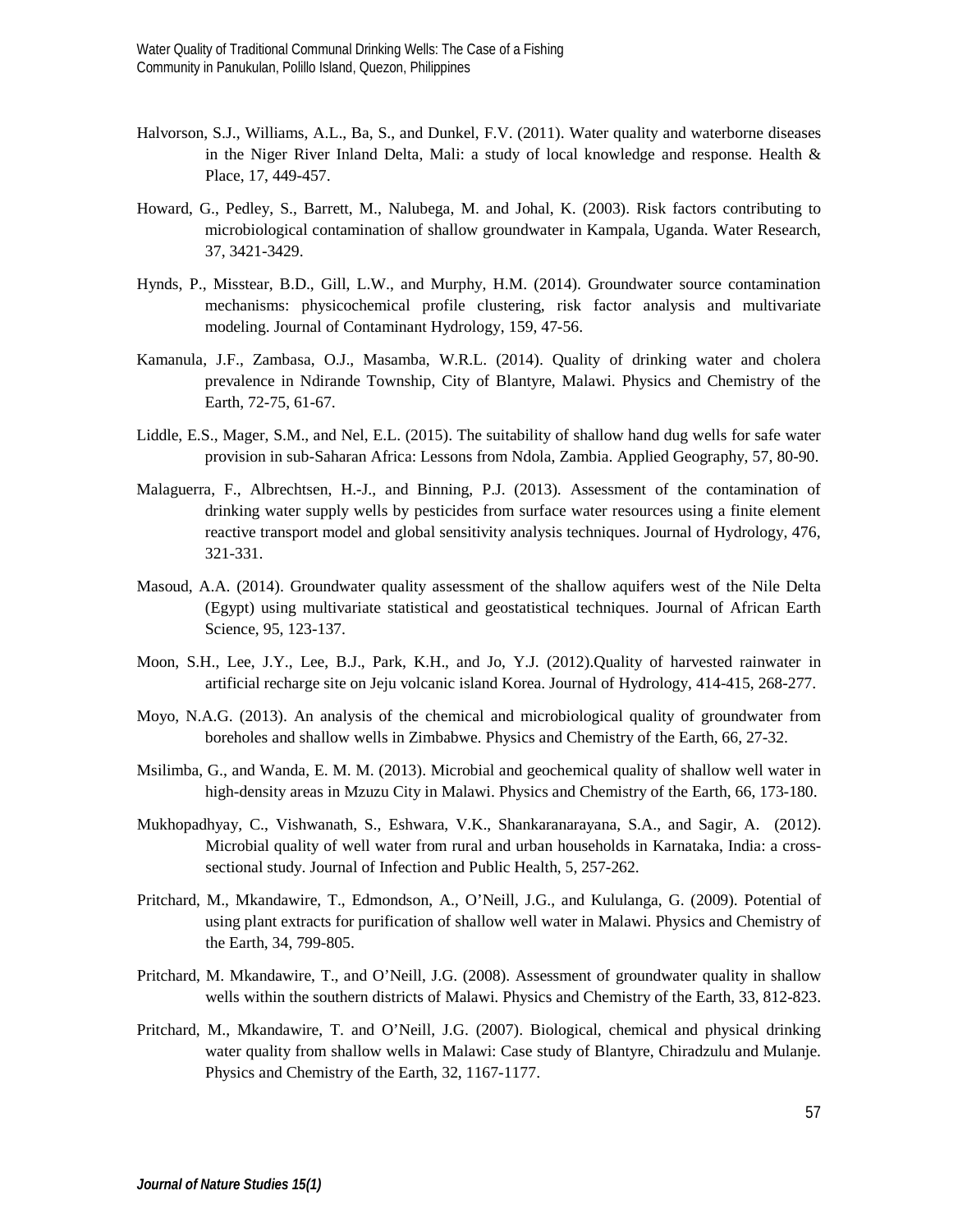Halvorson, S.J., Williams, A.L., Ba, S., and Dunkel, F.V. (2011). Water quality and waterborne diseases in the Niger River Inland Delta, Mali: a study of local knowledge and response. Health & Place, 17, 449-457.

Howard, G., Pedley, S., Barrett, M., Nalubega, M. and Johal, K. (2003). Risk factors contributing to microbiological contamination of shallow groundwater in Kampala, Uganda. Water Research, 37, 3421-3429.

Hynds, P., Misstear, B.D., Gill, L.W., and Murphy, H.M. (2014). Groundwater source contamination mechanisms: physicochemical profile clustering, risk factor analysis and multivariate modeling. Journal of Contaminant Hydrology, 159, 47-56.

Kamanula, J.F., Zambasa, O.J., Masamba, W.R.L. (2014). Quality of drinking water and cholera prevalence in Ndirande Township, City of Blantyre, Malawi. Physics and Chemistry of the Earth, 72-75, 61-67.

Liddle, E.S., Mager, S.M., and Nel, E.L. (2015). The suitability of shallow hand dug wells for safe water provision in sub-Saharan Africa: Lessons from Ndola, Zambia. Applied Geography, 57, 80-90.

Malaguerra, F., Albrechtsen, H.-J., and Binning, P.J. (2013). Assessment of the contamination of drinking water supply wells by pesticides from surface water resources using a finite element reactive transport model and global sensitivity analysis techniques. Journal of Hydrology, 476, 321-331.

Masoud, A.A. (2014). Groundwater quality assessment of the shallow aquifers west of the Nile Delta (Egypt) using multivariate statistical and geostatistical techniques. Journal of African Earth Science, 95, 123-137.

Moon, S.H., Lee, J.Y., Lee, B.J., Park, K.H., and Jo, Y.J. (2012).Quality of harvested rainwater in artificial recharge site on Jeju volcanic island Korea. Journal of Hydrology, 414-415, 268-277.

Moyo, N.A.G. (2013). An analysis of the chemical and microbiological quality of groundwater from boreholes and shallow wells in Zimbabwe. Physics and Chemistry of the Earth, 66, 27-32.

Msilimba, G., and Wanda, E. M. M. (2013). Microbial and geochemical quality of shallow well water in high-density areas in Mzuzu City in Malawi. Physics and Chemistry of the Earth, 66, 173-180.

Mukhopadhyay, C., Vishwanath, S., Eshwara, V.K., Shankaranarayana, S.A., and Sagir, A. (2012). Microbial quality of well water from rural and urban households in Karnataka, India: a cross-sectional study. Journal of Infection and Public Health, 5, 257-262.

Pritchard, M., Mkandawire, T., Edmondson, A., O'Neill, J.G., and Kululanga, G. (2009). Potential of using plant extracts for purification of shallow well water in Malawi. Physics and Chemistry of the Earth, 34, 799-805.

Pritchard, M. Mkandawire, T., and O'Neill, J.G. (2008). Assessment of groundwater quality in shallow wells within the southern districts of Malawi. Physics and Chemistry of the Earth, 33, 812-823.

Pritchard, M., Mkandawire, T. and O'Neill, J.G. (2007). Biological, chemical and physical drinking water quality from shallow wells in Malawi: Case study of Blantyre, Chiradzulu and Mulanje. Physics and Chemistry of the Earth, 32, 1167-1177.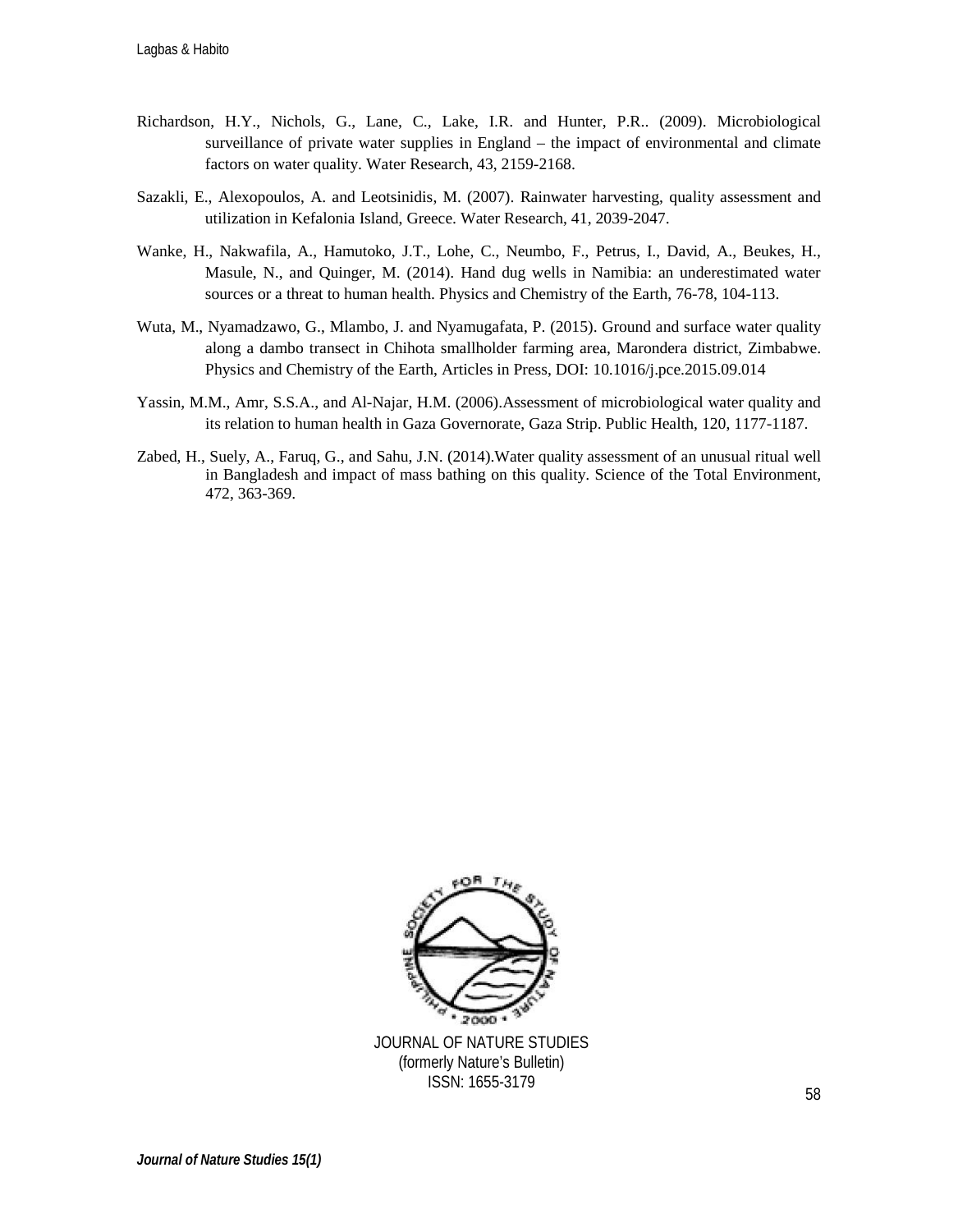Richardson, H.Y., Nichols, G., Lane, C., Lake, I.R. and Hunter, P.R.. (2009). Microbiological surveillance of private water supplies in England – the impact of environmental and climate factors on water quality. Water Research, 43, 2159-2168.

Sazakli, E., Alexopoulos, A. and Leotsinidis, M. (2007). Rainwater harvesting, quality assessment and utilization in Kefalonia Island, Greece. Water Research, 41, 2039-2047.

Wanke, H., Nakwafila, A., Hamutoko, J.T., Lohe, C., Neumbo, F., Petrus, I., David, A., Beukes, H., Masule, N., and Quinger, M. (2014). Hand dug wells in Namibia: an underestimated water sources or a threat to human health. Physics and Chemistry of the Earth, 76-78, 104-113.

Wuta, M., Nyamadzawo, G., Mlambo, J. and Nyamugafata, P. (2015). Ground and surface water quality along a dambo transect in Chihota smallholder farming area, Marondera district, Zimbabwe. Physics and Chemistry of the Earth, Articles in Press, DOI: 10.1016/j.pce.2015.09.014

Yassin, M.M., Amr, S.S.A., and Al-Najar, H.M. (2006).Assessment of microbiological water quality and its relation to human health in Gaza Governorate, Gaza Strip. Public Health, 120, 1177-1187.

Zabed, H., Suely, A., Faruq, G., and Sahu, J.N. (2014).Water quality assessment of an unusual ritual well in Bangladesh and impact of mass bathing on this quality. Science of the Total Environment, 472, 363-369.

JOURNAL OF NATURE STUDIES
(formerly Nature's Bulletin)
ISSN: 1655-3179